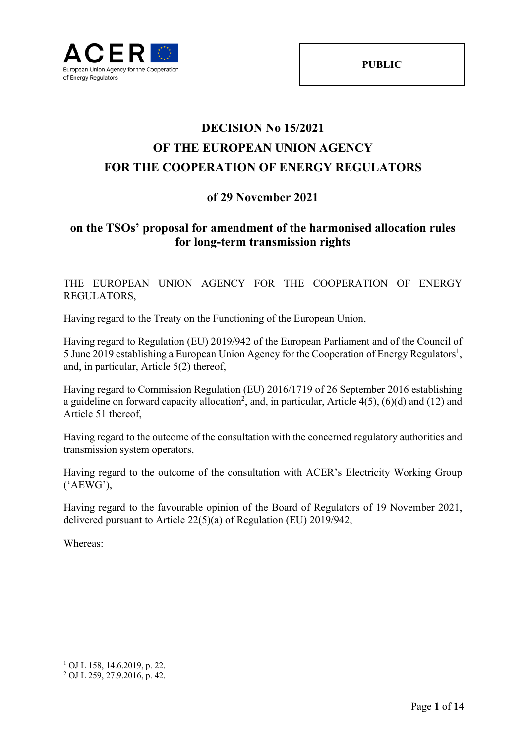PUBLIC

# DECISION No 15/2021
# OF THE EUROPEAN UNION AGENCY
# FOR THE COOPERATION OF ENERGY REGULATORS

## of 29 November 2021

## on the TSOs' proposal for amendment of the harmonised allocation rules for long-term transmission rights

THE EUROPEAN UNION AGENCY FOR THE COOPERATION OF ENERGY REGULATORS,

Having regard to the Treaty on the Functioning of the European Union,

Having regard to Regulation (EU) 2019/942 of the European Parliament and of the Council of 5 June 2019 establishing a European Union Agency for the Cooperation of Energy Regulators[1], and, in particular, Article 5(2) thereof,

Having regard to Commission Regulation (EU) 2016/1719 of 26 September 2016 establishing a guideline on forward capacity allocation[2], and, in particular, Article 4(5), (6)(d) and (12) and Article 51 thereof,

Having regard to the outcome of the consultation with the concerned regulatory authorities and transmission system operators,

Having regard to the outcome of the consultation with ACER's Electricity Working Group ('AEWG'),

Having regard to the favourable opinion of the Board of Regulators of 19 November 2021, delivered pursuant to Article 22(5)(a) of Regulation (EU) 2019/942,

Whereas:

---

[1] OJ L 158, 14.6.2019, p. 22.

[2] OJ L 259, 27.9.2016, p. 42.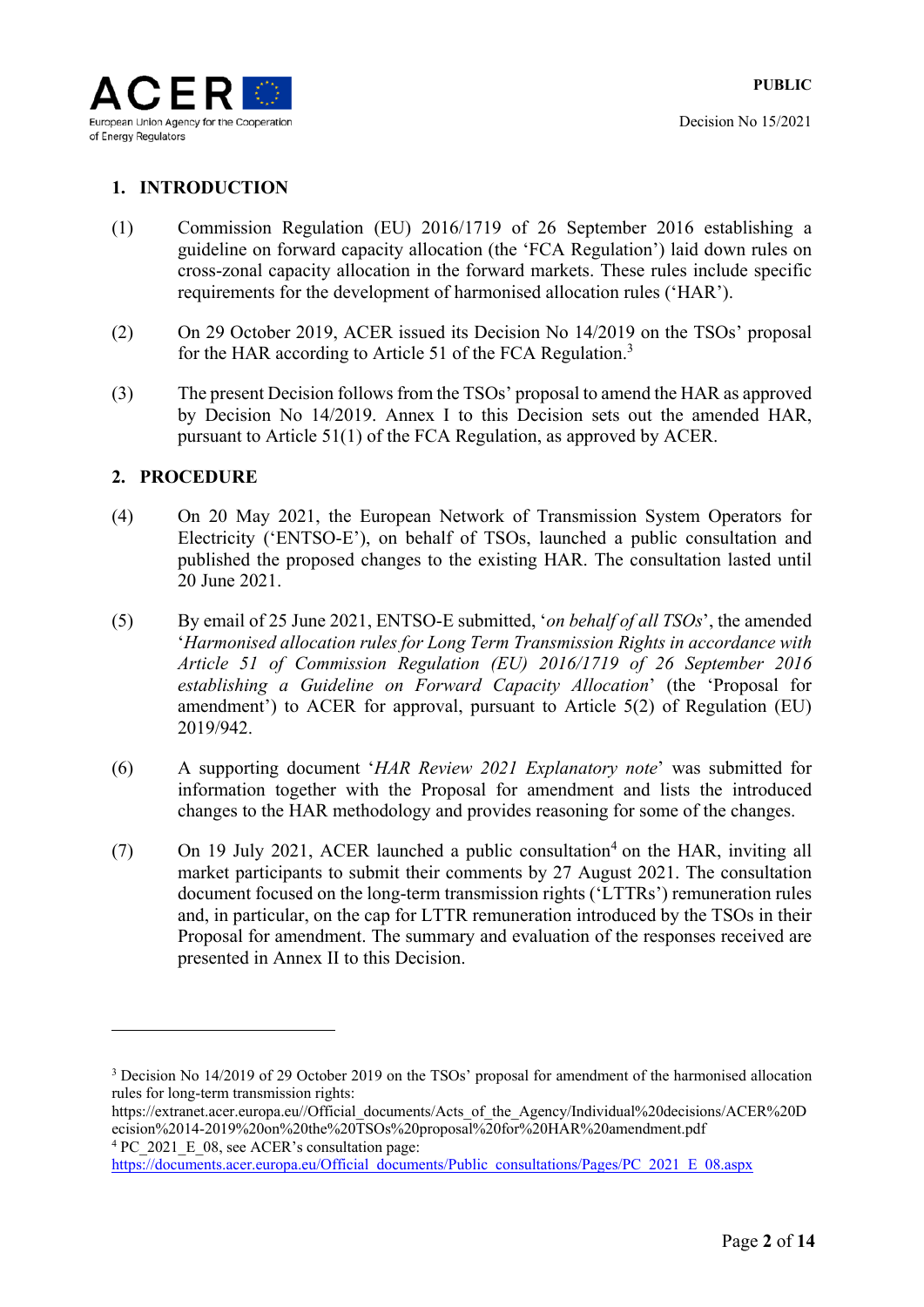## 1. INTRODUCTION

(1) Commission Regulation (EU) 2016/1719 of 26 September 2016 establishing a guideline on forward capacity allocation (the 'FCA Regulation') laid down rules on cross-zonal capacity allocation in the forward markets. These rules include specific requirements for the development of harmonised allocation rules ('HAR').

(2) On 29 October 2019, ACER issued its Decision No 14/2019 on the TSOs' proposal for the HAR according to Article 51 of the FCA Regulation.[3]

(3) The present Decision follows from the TSOs' proposal to amend the HAR as approved by Decision No 14/2019. Annex I to this Decision sets out the amended HAR, pursuant to Article 51(1) of the FCA Regulation, as approved by ACER.

## 2. PROCEDURE

(4) On 20 May 2021, the European Network of Transmission System Operators for Electricity ('ENTSO-E'), on behalf of TSOs, launched a public consultation and published the proposed changes to the existing HAR. The consultation lasted until 20 June 2021.

(5) By email of 25 June 2021, ENTSO-E submitted, '*on behalf of all TSOs*', the amended '*Harmonised allocation rules for Long Term Transmission Rights in accordance with Article 51 of Commission Regulation (EU) 2016/1719 of 26 September 2016 establishing a Guideline on Forward Capacity Allocation*' (the 'Proposal for amendment') to ACER for approval, pursuant to Article 5(2) of Regulation (EU) 2019/942.

(6) A supporting document '*HAR Review 2021 Explanatory note*' was submitted for information together with the Proposal for amendment and lists the introduced changes to the HAR methodology and provides reasoning for some of the changes.

(7) On 19 July 2021, ACER launched a public consultation[4] on the HAR, inviting all market participants to submit their comments by 27 August 2021. The consultation document focused on the long-term transmission rights ('LTTRs') remuneration rules and, in particular, on the cap for LTTR remuneration introduced by the TSOs in their Proposal for amendment. The summary and evaluation of the responses received are presented in Annex II to this Decision.

---

[3] Decision No 14/2019 of 29 October 2019 on the TSOs' proposal for amendment of the harmonised allocation rules for long-term transmission rights:
https://extranet.acer.europa.eu//Official_documents/Acts_of_the_Agency/Individual%20decisions/ACER%20Decision%2014-2019%20on%20the%20TSOs%20proposal%20for%20HAR%20amendment.pdf

[4] PC_2021_E_08, see ACER's consultation page:
https://documents.acer.europa.eu/Official_documents/Public_consultations/Pages/PC_2021_E_08.aspx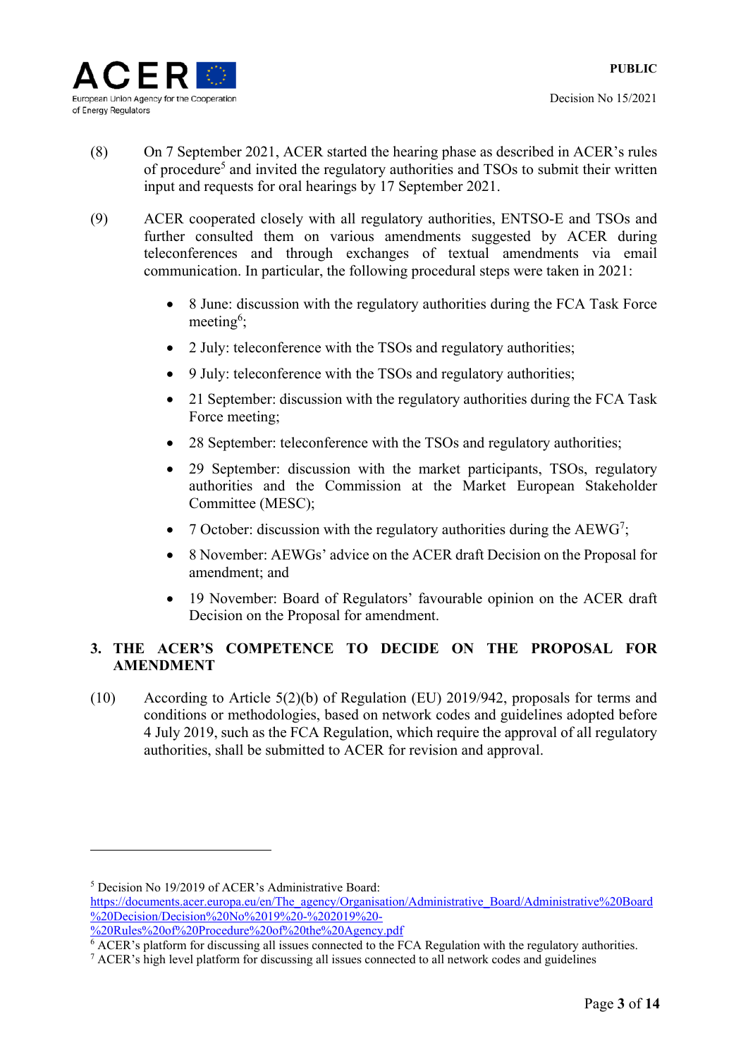(8) On 7 September 2021, ACER started the hearing phase as described in ACER's rules of procedure[5] and invited the regulatory authorities and TSOs to submit their written input and requests for oral hearings by 17 September 2021.

(9) ACER cooperated closely with all regulatory authorities, ENTSO-E and TSOs and further consulted them on various amendments suggested by ACER during teleconferences and through exchanges of textual amendments via email communication. In particular, the following procedural steps were taken in 2021:

- 8 June: discussion with the regulatory authorities during the FCA Task Force meeting[6];
- 2 July: teleconference with the TSOs and regulatory authorities;
- 9 July: teleconference with the TSOs and regulatory authorities;
- 21 September: discussion with the regulatory authorities during the FCA Task Force meeting;
- 28 September: teleconference with the TSOs and regulatory authorities;
- 29 September: discussion with the market participants, TSOs, regulatory authorities and the Commission at the Market European Stakeholder Committee (MESC);
- 7 October: discussion with the regulatory authorities during the AEWG[7];
- 8 November: AEWGs' advice on the ACER draft Decision on the Proposal for amendment; and
- 19 November: Board of Regulators' favourable opinion on the ACER draft Decision on the Proposal for amendment.

## 3. THE ACER'S COMPETENCE TO DECIDE ON THE PROPOSAL FOR AMENDMENT

(10) According to Article 5(2)(b) of Regulation (EU) 2019/942, proposals for terms and conditions or methodologies, based on network codes and guidelines adopted before 4 July 2019, such as the FCA Regulation, which require the approval of all regulatory authorities, shall be submitted to ACER for revision and approval.

---

[5] Decision No 19/2019 of ACER's Administrative Board: https://documents.acer.europa.eu/en/The_agency/Organisation/Administrative_Board/Administrative%20Board%20Decision/Decision%20No%2019%20-%202019%20-%20Rules%20of%20Procedure%20of%20the%20Agency.pdf

[6] ACER's platform for discussing all issues connected to the FCA Regulation with the regulatory authorities.

[7] ACER's high level platform for discussing all issues connected to all network codes and guidelines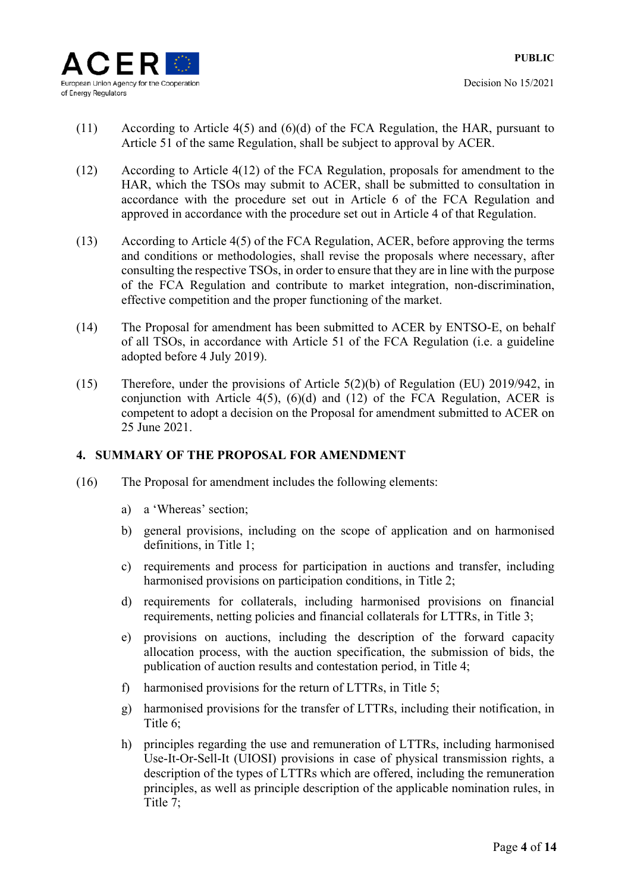(11) According to Article 4(5) and (6)(d) of the FCA Regulation, the HAR, pursuant to Article 51 of the same Regulation, shall be subject to approval by ACER.

(12) According to Article 4(12) of the FCA Regulation, proposals for amendment to the HAR, which the TSOs may submit to ACER, shall be submitted to consultation in accordance with the procedure set out in Article 6 of the FCA Regulation and approved in accordance with the procedure set out in Article 4 of that Regulation.

(13) According to Article 4(5) of the FCA Regulation, ACER, before approving the terms and conditions or methodologies, shall revise the proposals where necessary, after consulting the respective TSOs, in order to ensure that they are in line with the purpose of the FCA Regulation and contribute to market integration, non-discrimination, effective competition and the proper functioning of the market.

(14) The Proposal for amendment has been submitted to ACER by ENTSO-E, on behalf of all TSOs, in accordance with Article 51 of the FCA Regulation (i.e. a guideline adopted before 4 July 2019).

(15) Therefore, under the provisions of Article 5(2)(b) of Regulation (EU) 2019/942, in conjunction with Article 4(5), (6)(d) and (12) of the FCA Regulation, ACER is competent to adopt a decision on the Proposal for amendment submitted to ACER on 25 June 2021.

## 4. SUMMARY OF THE PROPOSAL FOR AMENDMENT

(16) The Proposal for amendment includes the following elements:

a) a 'Whereas' section;

b) general provisions, including on the scope of application and on harmonised definitions, in Title 1;

c) requirements and process for participation in auctions and transfer, including harmonised provisions on participation conditions, in Title 2;

d) requirements for collaterals, including harmonised provisions on financial requirements, netting policies and financial collaterals for LTTRs, in Title 3;

e) provisions on auctions, including the description of the forward capacity allocation process, with the auction specification, the submission of bids, the publication of auction results and contestation period, in Title 4;

f) harmonised provisions for the return of LTTRs, in Title 5;

g) harmonised provisions for the transfer of LTTRs, including their notification, in Title 6;

h) principles regarding the use and remuneration of LTTRs, including harmonised Use-It-Or-Sell-It (UIOSI) provisions in case of physical transmission rights, a description of the types of LTTRs which are offered, including the remuneration principles, as well as principle description of the applicable nomination rules, in Title 7;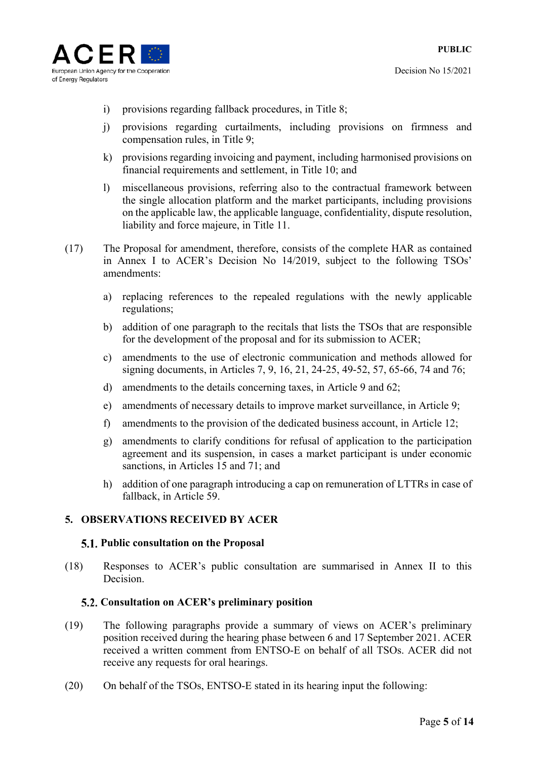i) provisions regarding fallback procedures, in Title 8;

j) provisions regarding curtailments, including provisions on firmness and compensation rules, in Title 9;

k) provisions regarding invoicing and payment, including harmonised provisions on financial requirements and settlement, in Title 10; and

l) miscellaneous provisions, referring also to the contractual framework between the single allocation platform and the market participants, including provisions on the applicable law, the applicable language, confidentiality, dispute resolution, liability and force majeure, in Title 11.

(17) The Proposal for amendment, therefore, consists of the complete HAR as contained in Annex I to ACER's Decision No 14/2019, subject to the following TSOs' amendments:

a) replacing references to the repealed regulations with the newly applicable regulations;

b) addition of one paragraph to the recitals that lists the TSOs that are responsible for the development of the proposal and for its submission to ACER;

c) amendments to the use of electronic communication and methods allowed for signing documents, in Articles 7, 9, 16, 21, 24-25, 49-52, 57, 65-66, 74 and 76;

d) amendments to the details concerning taxes, in Article 9 and 62;

e) amendments of necessary details to improve market surveillance, in Article 9;

f) amendments to the provision of the dedicated business account, in Article 12;

g) amendments to clarify conditions for refusal of application to the participation agreement and its suspension, in cases a market participant is under economic sanctions, in Articles 15 and 71; and

h) addition of one paragraph introducing a cap on remuneration of LTTRs in case of fallback, in Article 59.

## 5. OBSERVATIONS RECEIVED BY ACER

### 5.1. Public consultation on the Proposal

(18) Responses to ACER's public consultation are summarised in Annex II to this Decision.

### 5.2. Consultation on ACER's preliminary position

(19) The following paragraphs provide a summary of views on ACER's preliminary position received during the hearing phase between 6 and 17 September 2021. ACER received a written comment from ENTSO-E on behalf of all TSOs. ACER did not receive any requests for oral hearings.

(20) On behalf of the TSOs, ENTSO-E stated in its hearing input the following: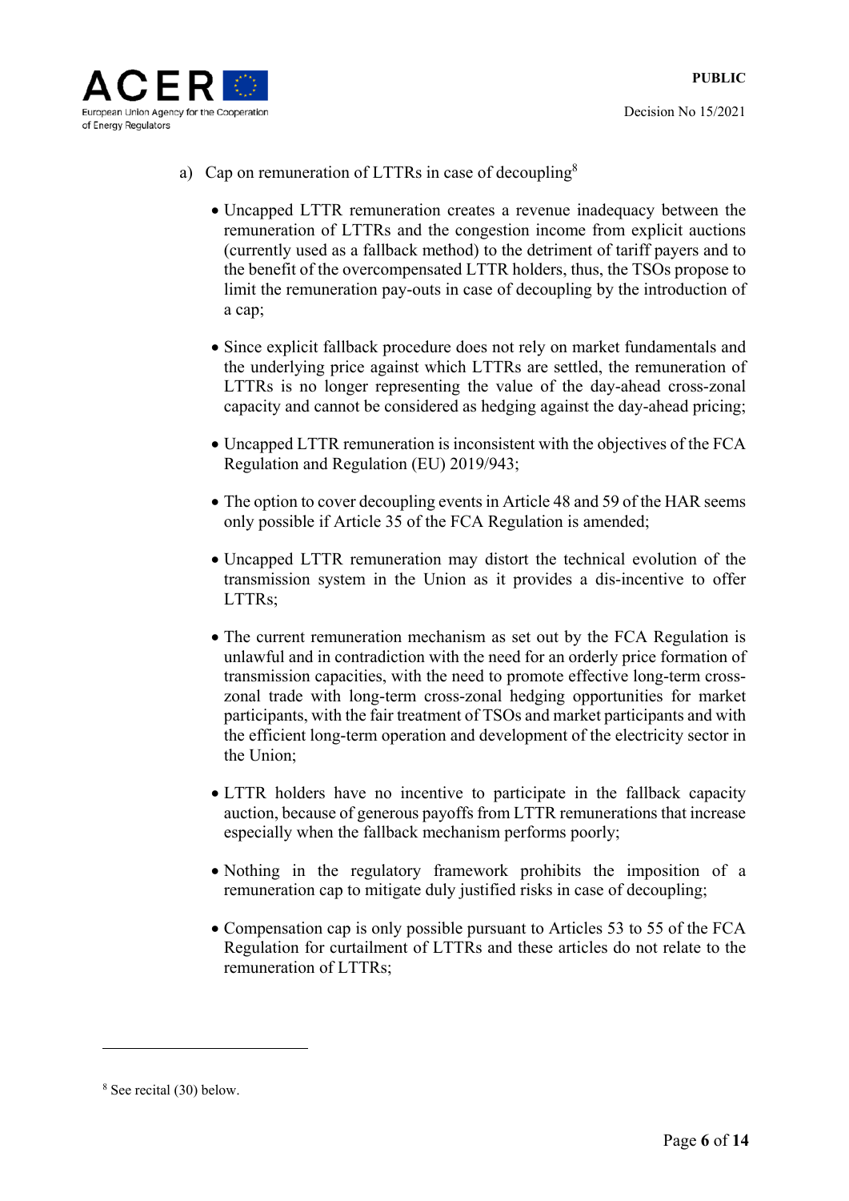a) Cap on remuneration of LTTRs in case of decoupling[8]

- Uncapped LTTR remuneration creates a revenue inadequacy between the remuneration of LTTRs and the congestion income from explicit auctions (currently used as a fallback method) to the detriment of tariff payers and to the benefit of the overcompensated LTTR holders, thus, the TSOs propose to limit the remuneration pay-outs in case of decoupling by the introduction of a cap;

- Since explicit fallback procedure does not rely on market fundamentals and the underlying price against which LTTRs are settled, the remuneration of LTTRs is no longer representing the value of the day-ahead cross-zonal capacity and cannot be considered as hedging against the day-ahead pricing;

- Uncapped LTTR remuneration is inconsistent with the objectives of the FCA Regulation and Regulation (EU) 2019/943;

- The option to cover decoupling events in Article 48 and 59 of the HAR seems only possible if Article 35 of the FCA Regulation is amended;

- Uncapped LTTR remuneration may distort the technical evolution of the transmission system in the Union as it provides a dis-incentive to offer LTTRs;

- The current remuneration mechanism as set out by the FCA Regulation is unlawful and in contradiction with the need for an orderly price formation of transmission capacities, with the need to promote effective long-term cross-zonal trade with long-term cross-zonal hedging opportunities for market participants, with the fair treatment of TSOs and market participants and with the efficient long-term operation and development of the electricity sector in the Union;

- LTTR holders have no incentive to participate in the fallback capacity auction, because of generous payoffs from LTTR remunerations that increase especially when the fallback mechanism performs poorly;

- Nothing in the regulatory framework prohibits the imposition of a remuneration cap to mitigate duly justified risks in case of decoupling;

- Compensation cap is only possible pursuant to Articles 53 to 55 of the FCA Regulation for curtailment of LTTRs and these articles do not relate to the remuneration of LTTRs;

---

[8] See recital (30) below.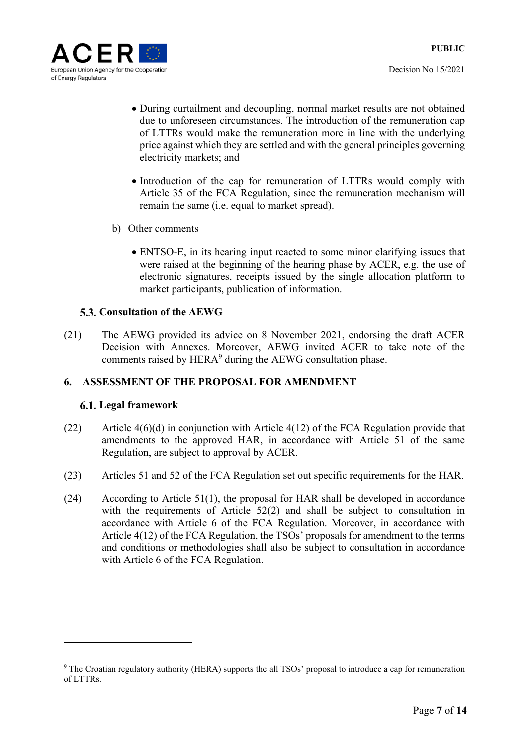- During curtailment and decoupling, normal market results are not obtained due to unforeseen circumstances. The introduction of the remuneration cap of LTTRs would make the remuneration more in line with the underlying price against which they are settled and with the general principles governing electricity markets; and

- Introduction of the cap for remuneration of LTTRs would comply with Article 35 of the FCA Regulation, since the remuneration mechanism will remain the same (i.e. equal to market spread).

b) Other comments

- ENTSO-E, in its hearing input reacted to some minor clarifying issues that were raised at the beginning of the hearing phase by ACER, e.g. the use of electronic signatures, receipts issued by the single allocation platform to market participants, publication of information.

### 5.3. Consultation of the AEWG

(21) The AEWG provided its advice on 8 November 2021, endorsing the draft ACER Decision with Annexes. Moreover, AEWG invited ACER to take note of the comments raised by HERA[9] during the AEWG consultation phase.

## 6. ASSESSMENT OF THE PROPOSAL FOR AMENDMENT

### 6.1. Legal framework

(22) Article 4(6)(d) in conjunction with Article 4(12) of the FCA Regulation provide that amendments to the approved HAR, in accordance with Article 51 of the same Regulation, are subject to approval by ACER.

(23) Articles 51 and 52 of the FCA Regulation set out specific requirements for the HAR.

(24) According to Article 51(1), the proposal for HAR shall be developed in accordance with the requirements of Article 52(2) and shall be subject to consultation in accordance with Article 6 of the FCA Regulation. Moreover, in accordance with Article 4(12) of the FCA Regulation, the TSOs' proposals for amendment to the terms and conditions or methodologies shall also be subject to consultation in accordance with Article 6 of the FCA Regulation.

---

[9] The Croatian regulatory authority (HERA) supports the all TSOs' proposal to introduce a cap for remuneration of LTTRs.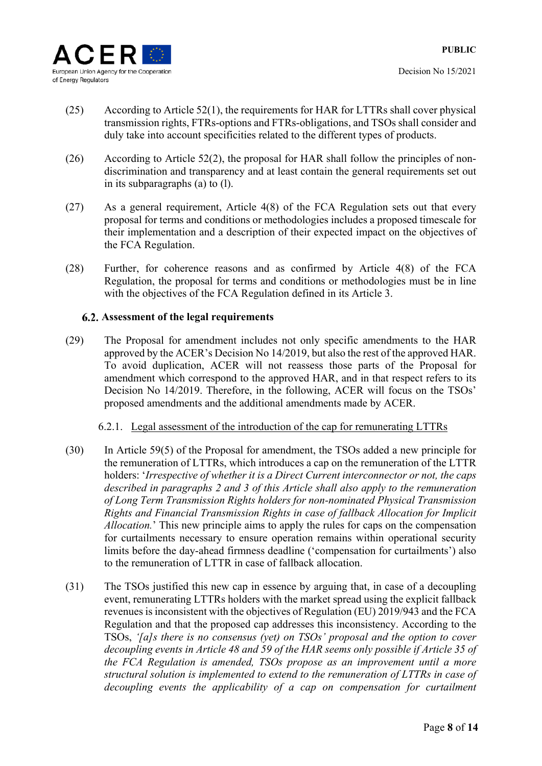(25) According to Article 52(1), the requirements for HAR for LTTRs shall cover physical transmission rights, FTRs-options and FTRs-obligations, and TSOs shall consider and duly take into account specificities related to the different types of products.

(26) According to Article 52(2), the proposal for HAR shall follow the principles of non-discrimination and transparency and at least contain the general requirements set out in its subparagraphs (a) to (l).

(27) As a general requirement, Article 4(8) of the FCA Regulation sets out that every proposal for terms and conditions or methodologies includes a proposed timescale for their implementation and a description of their expected impact on the objectives of the FCA Regulation.

(28) Further, for coherence reasons and as confirmed by Article 4(8) of the FCA Regulation, the proposal for terms and conditions or methodologies must be in line with the objectives of the FCA Regulation defined in its Article 3.

### 6.2. Assessment of the legal requirements

(29) The Proposal for amendment includes not only specific amendments to the HAR approved by the ACER's Decision No 14/2019, but also the rest of the approved HAR. To avoid duplication, ACER will not reassess those parts of the Proposal for amendment which correspond to the approved HAR, and in that respect refers to its Decision No 14/2019. Therefore, in the following, ACER will focus on the TSOs' proposed amendments and the additional amendments made by ACER.

#### 6.2.1. Legal assessment of the introduction of the cap for remunerating LTTRs

(30) In Article 59(5) of the Proposal for amendment, the TSOs added a new principle for the remuneration of LTTRs, which introduces a cap on the remuneration of the LTTR holders: '*Irrespective of whether it is a Direct Current interconnector or not, the caps described in paragraphs 2 and 3 of this Article shall also apply to the remuneration of Long Term Transmission Rights holders for non-nominated Physical Transmission Rights and Financial Transmission Rights in case of fallback Allocation for Implicit Allocation.*' This new principle aims to apply the rules for caps on the compensation for curtailments necessary to ensure operation remains within operational security limits before the day-ahead firmness deadline ('compensation for curtailments') also to the remuneration of LTTR in case of fallback allocation.

(31) The TSOs justified this new cap in essence by arguing that, in case of a decoupling event, remunerating LTTRs holders with the market spread using the explicit fallback revenues is inconsistent with the objectives of Regulation (EU) 2019/943 and the FCA Regulation and that the proposed cap addresses this inconsistency. According to the TSOs, *'[a]s there is no consensus (yet) on TSOs' proposal and the option to cover decoupling events in Article 48 and 59 of the HAR seems only possible if Article 35 of the FCA Regulation is amended, TSOs propose as an improvement until a more structural solution is implemented to extend to the remuneration of LTTRs in case of decoupling events the applicability of a cap on compensation for curtailment*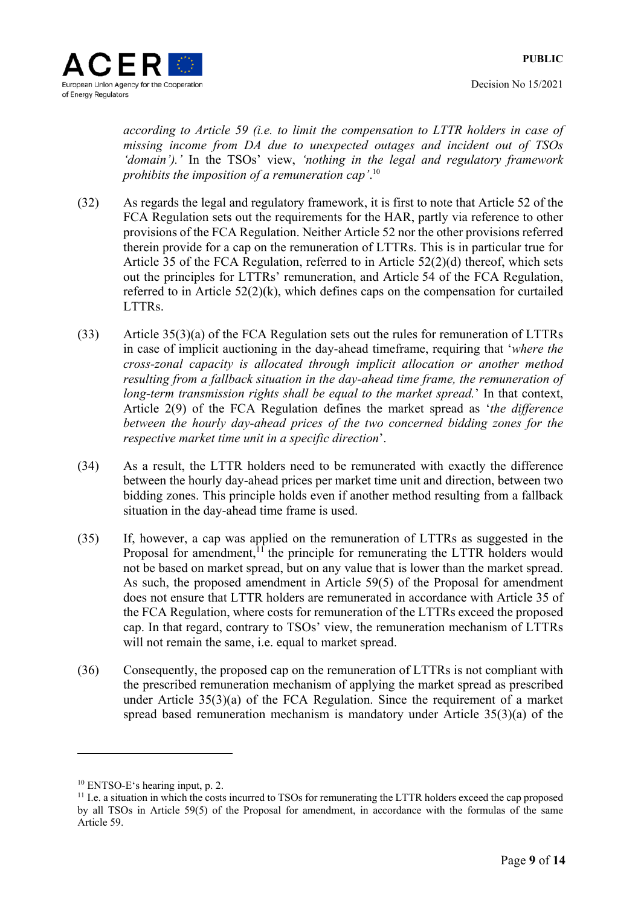*according to Article 59 (i.e. to limit the compensation to LTTR holders in case of missing income from DA due to unexpected outages and incident out of TSOs 'domain').'* In the TSOs' view, *'nothing in the legal and regulatory framework prohibits the imposition of a remuneration cap'*.[10]

(32) As regards the legal and regulatory framework, it is first to note that Article 52 of the FCA Regulation sets out the requirements for the HAR, partly via reference to other provisions of the FCA Regulation. Neither Article 52 nor the other provisions referred therein provide for a cap on the remuneration of LTTRs. This is in particular true for Article 35 of the FCA Regulation, referred to in Article 52(2)(d) thereof, which sets out the principles for LTTRs' remuneration, and Article 54 of the FCA Regulation, referred to in Article 52(2)(k), which defines caps on the compensation for curtailed LTTRs.

(33) Article 35(3)(a) of the FCA Regulation sets out the rules for remuneration of LTTRs in case of implicit auctioning in the day-ahead timeframe, requiring that '*where the cross-zonal capacity is allocated through implicit allocation or another method resulting from a fallback situation in the day-ahead time frame, the remuneration of long-term transmission rights shall be equal to the market spread.*' In that context, Article 2(9) of the FCA Regulation defines the market spread as '*the difference between the hourly day-ahead prices of the two concerned bidding zones for the respective market time unit in a specific direction*'.

(34) As a result, the LTTR holders need to be remunerated with exactly the difference between the hourly day-ahead prices per market time unit and direction, between two bidding zones. This principle holds even if another method resulting from a fallback situation in the day-ahead time frame is used.

(35) If, however, a cap was applied on the remuneration of LTTRs as suggested in the Proposal for amendment,[11] the principle for remunerating the LTTR holders would not be based on market spread, but on any value that is lower than the market spread. As such, the proposed amendment in Article 59(5) of the Proposal for amendment does not ensure that LTTR holders are remunerated in accordance with Article 35 of the FCA Regulation, where costs for remuneration of the LTTRs exceed the proposed cap. In that regard, contrary to TSOs' view, the remuneration mechanism of LTTRs will not remain the same, i.e. equal to market spread.

(36) Consequently, the proposed cap on the remuneration of LTTRs is not compliant with the prescribed remuneration mechanism of applying the market spread as prescribed under Article 35(3)(a) of the FCA Regulation. Since the requirement of a market spread based remuneration mechanism is mandatory under Article 35(3)(a) of the

---

[10] ENTSO-E's hearing input, p. 2.

[11] I.e. a situation in which the costs incurred to TSOs for remunerating the LTTR holders exceed the cap proposed by all TSOs in Article 59(5) of the Proposal for amendment, in accordance with the formulas of the same Article 59.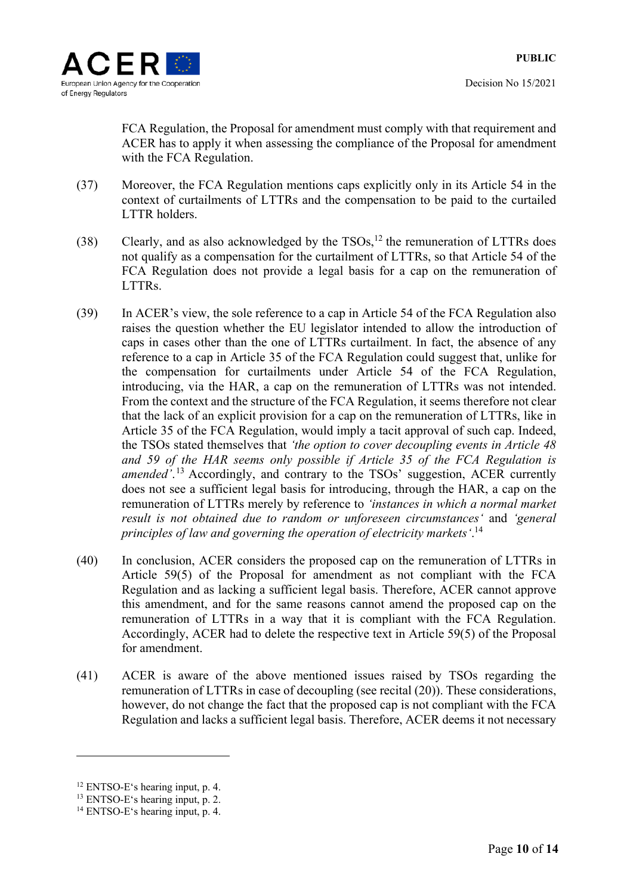FCA Regulation, the Proposal for amendment must comply with that requirement and ACER has to apply it when assessing the compliance of the Proposal for amendment with the FCA Regulation.

(37) Moreover, the FCA Regulation mentions caps explicitly only in its Article 54 in the context of curtailments of LTTRs and the compensation to be paid to the curtailed LTTR holders.

(38) Clearly, and as also acknowledged by the TSOs,[12] the remuneration of LTTRs does not qualify as a compensation for the curtailment of LTTRs, so that Article 54 of the FCA Regulation does not provide a legal basis for a cap on the remuneration of LTTRs.

(39) In ACER's view, the sole reference to a cap in Article 54 of the FCA Regulation also raises the question whether the EU legislator intended to allow the introduction of caps in cases other than the one of LTTRs curtailment. In fact, the absence of any reference to a cap in Article 35 of the FCA Regulation could suggest that, unlike for the compensation for curtailments under Article 54 of the FCA Regulation, introducing, via the HAR, a cap on the remuneration of LTTRs was not intended. From the context and the structure of the FCA Regulation, it seems therefore not clear that the lack of an explicit provision for a cap on the remuneration of LTTRs, like in Article 35 of the FCA Regulation, would imply a tacit approval of such cap. Indeed, the TSOs stated themselves that *'the option to cover decoupling events in Article 48 and 59 of the HAR seems only possible if Article 35 of the FCA Regulation is amended'*.[13] Accordingly, and contrary to the TSOs' suggestion, ACER currently does not see a sufficient legal basis for introducing, through the HAR, a cap on the remuneration of LTTRs merely by reference to *'instances in which a normal market result is not obtained due to random or unforeseen circumstances'* and *'general principles of law and governing the operation of electricity markets'*.[14]

(40) In conclusion, ACER considers the proposed cap on the remuneration of LTTRs in Article 59(5) of the Proposal for amendment as not compliant with the FCA Regulation and as lacking a sufficient legal basis. Therefore, ACER cannot approve this amendment, and for the same reasons cannot amend the proposed cap on the remuneration of LTTRs in a way that it is compliant with the FCA Regulation. Accordingly, ACER had to delete the respective text in Article 59(5) of the Proposal for amendment.

(41) ACER is aware of the above mentioned issues raised by TSOs regarding the remuneration of LTTRs in case of decoupling (see recital (20)). These considerations, however, do not change the fact that the proposed cap is not compliant with the FCA Regulation and lacks a sufficient legal basis. Therefore, ACER deems it not necessary

[12] ENTSO-E's hearing input, p. 4.

[13] ENTSO-E's hearing input, p. 2.

[14] ENTSO-E's hearing input, p. 4.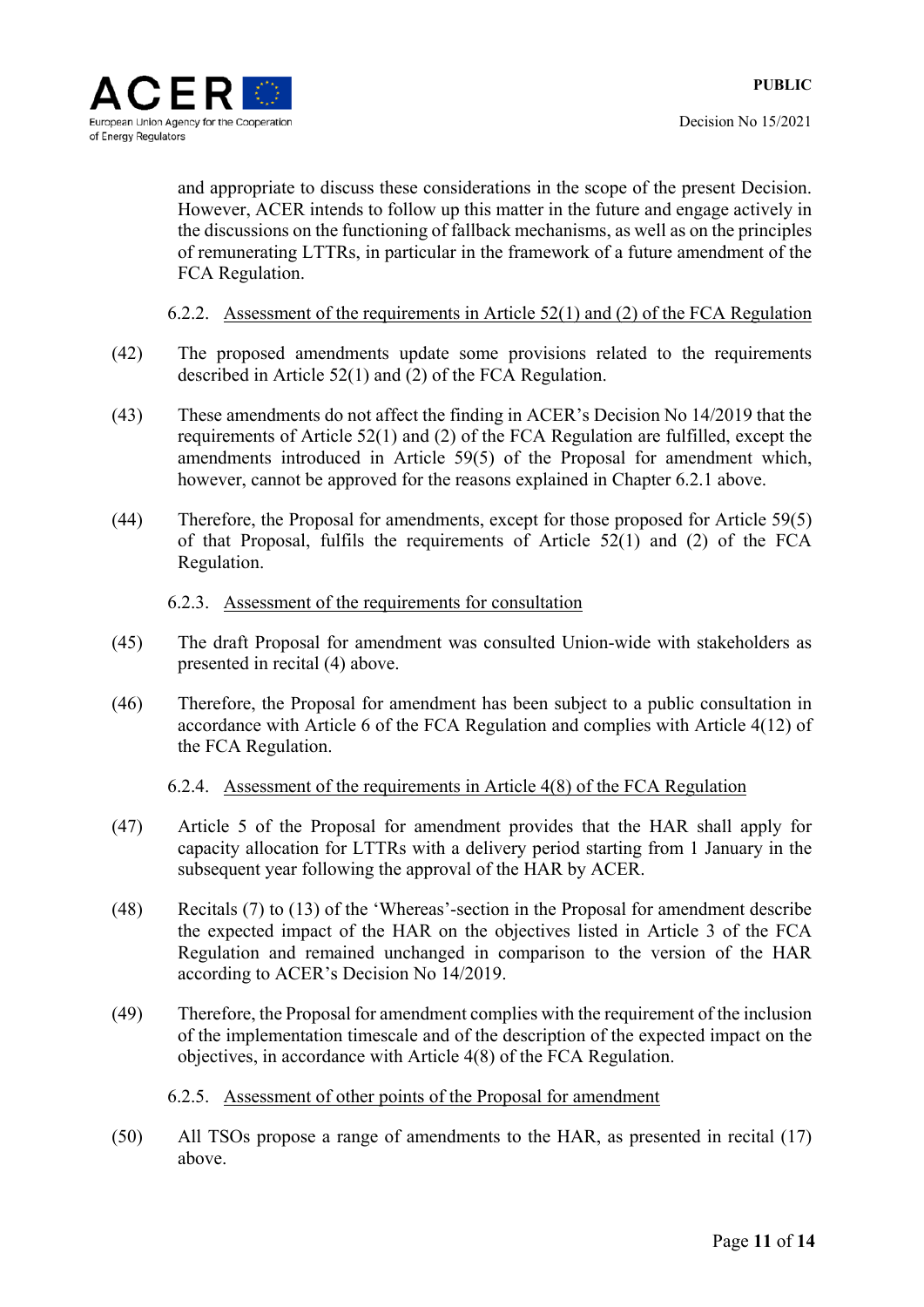and appropriate to discuss these considerations in the scope of the present Decision. However, ACER intends to follow up this matter in the future and engage actively in the discussions on the functioning of fallback mechanisms, as well as on the principles of remunerating LTTRs, in particular in the framework of a future amendment of the FCA Regulation.

#### 6.2.2. Assessment of the requirements in Article 52(1) and (2) of the FCA Regulation

(42) The proposed amendments update some provisions related to the requirements described in Article 52(1) and (2) of the FCA Regulation.

(43) These amendments do not affect the finding in ACER's Decision No 14/2019 that the requirements of Article 52(1) and (2) of the FCA Regulation are fulfilled, except the amendments introduced in Article 59(5) of the Proposal for amendment which, however, cannot be approved for the reasons explained in Chapter 6.2.1 above.

(44) Therefore, the Proposal for amendments, except for those proposed for Article 59(5) of that Proposal, fulfils the requirements of Article 52(1) and (2) of the FCA Regulation.

#### 6.2.3. Assessment of the requirements for consultation

(45) The draft Proposal for amendment was consulted Union-wide with stakeholders as presented in recital (4) above.

(46) Therefore, the Proposal for amendment has been subject to a public consultation in accordance with Article 6 of the FCA Regulation and complies with Article 4(12) of the FCA Regulation.

#### 6.2.4. Assessment of the requirements in Article 4(8) of the FCA Regulation

(47) Article 5 of the Proposal for amendment provides that the HAR shall apply for capacity allocation for LTTRs with a delivery period starting from 1 January in the subsequent year following the approval of the HAR by ACER.

(48) Recitals (7) to (13) of the 'Whereas'-section in the Proposal for amendment describe the expected impact of the HAR on the objectives listed in Article 3 of the FCA Regulation and remained unchanged in comparison to the version of the HAR according to ACER's Decision No 14/2019.

(49) Therefore, the Proposal for amendment complies with the requirement of the inclusion of the implementation timescale and of the description of the expected impact on the objectives, in accordance with Article 4(8) of the FCA Regulation.

#### 6.2.5. Assessment of other points of the Proposal for amendment

(50) All TSOs propose a range of amendments to the HAR, as presented in recital (17) above.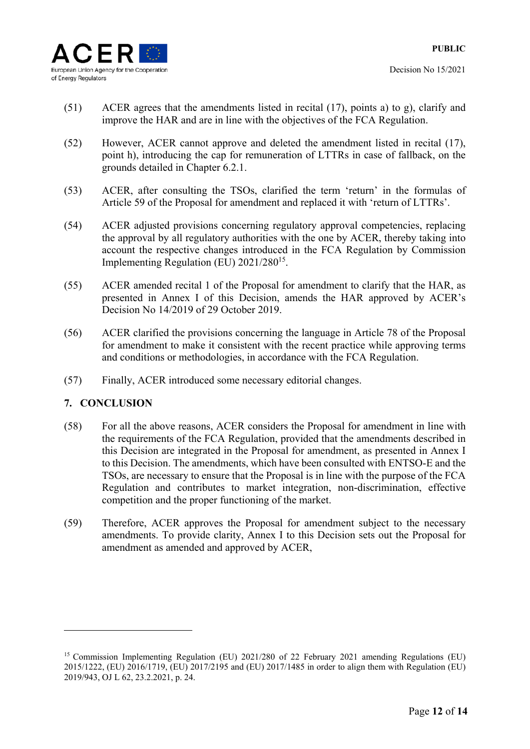(51) ACER agrees that the amendments listed in recital (17), points a) to g), clarify and improve the HAR and are in line with the objectives of the FCA Regulation.

(52) However, ACER cannot approve and deleted the amendment listed in recital (17), point h), introducing the cap for remuneration of LTTRs in case of fallback, on the grounds detailed in Chapter 6.2.1.

(53) ACER, after consulting the TSOs, clarified the term 'return' in the formulas of Article 59 of the Proposal for amendment and replaced it with 'return of LTTRs'.

(54) ACER adjusted provisions concerning regulatory approval competencies, replacing the approval by all regulatory authorities with the one by ACER, thereby taking into account the respective changes introduced in the FCA Regulation by Commission Implementing Regulation (EU) 2021/280[15].

(55) ACER amended recital 1 of the Proposal for amendment to clarify that the HAR, as presented in Annex I of this Decision, amends the HAR approved by ACER's Decision No 14/2019 of 29 October 2019.

(56) ACER clarified the provisions concerning the language in Article 78 of the Proposal for amendment to make it consistent with the recent practice while approving terms and conditions or methodologies, in accordance with the FCA Regulation.

(57) Finally, ACER introduced some necessary editorial changes.

## 7. CONCLUSION

(58) For all the above reasons, ACER considers the Proposal for amendment in line with the requirements of the FCA Regulation, provided that the amendments described in this Decision are integrated in the Proposal for amendment, as presented in Annex I to this Decision. The amendments, which have been consulted with ENTSO-E and the TSOs, are necessary to ensure that the Proposal is in line with the purpose of the FCA Regulation and contributes to market integration, non-discrimination, effective competition and the proper functioning of the market.

(59) Therefore, ACER approves the Proposal for amendment subject to the necessary amendments. To provide clarity, Annex I to this Decision sets out the Proposal for amendment as amended and approved by ACER,

---

[15] Commission Implementing Regulation (EU) 2021/280 of 22 February 2021 amending Regulations (EU) 2015/1222, (EU) 2016/1719, (EU) 2017/2195 and (EU) 2017/1485 in order to align them with Regulation (EU) 2019/943, OJ L 62, 23.2.2021, p. 24.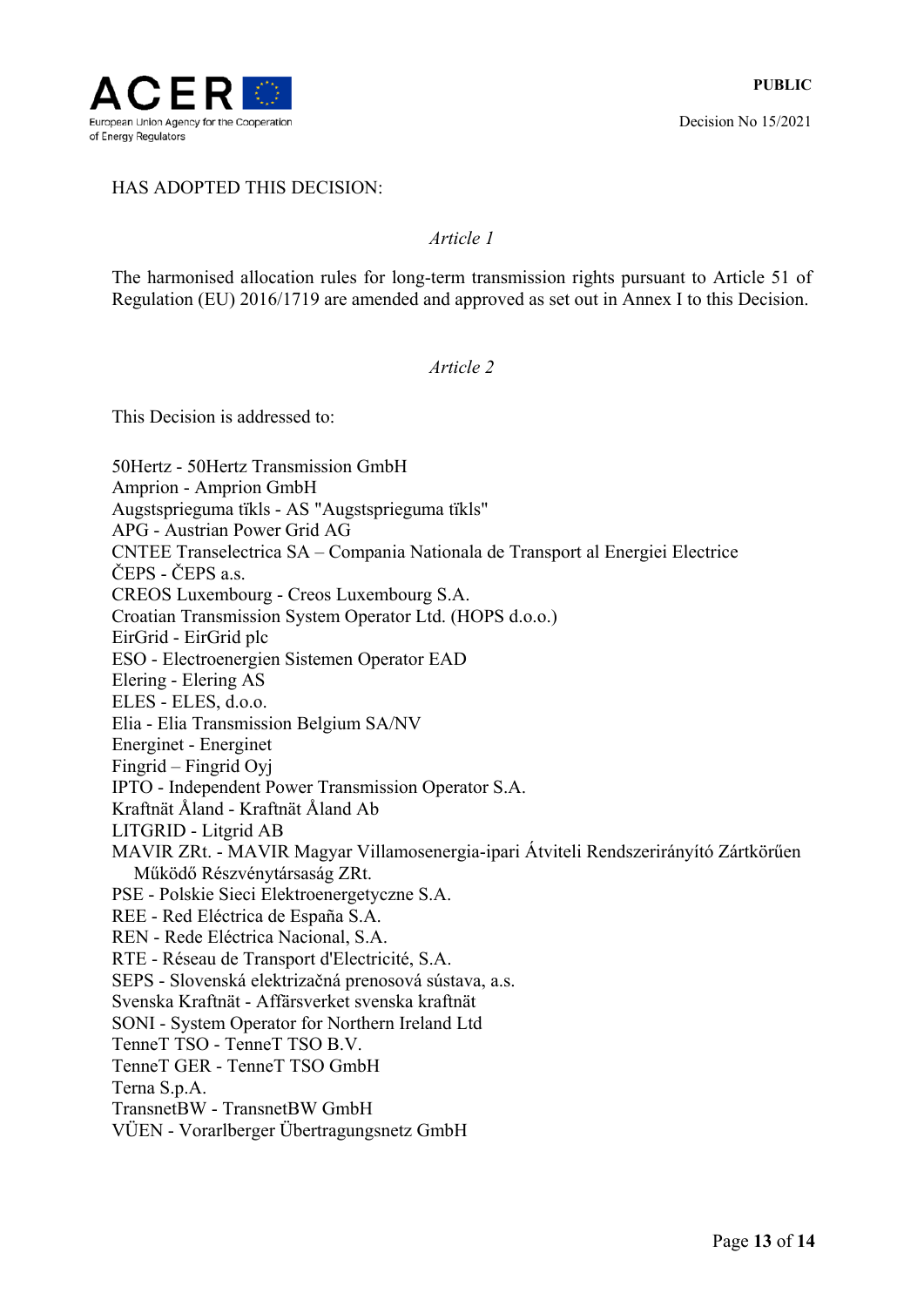HAS ADOPTED THIS DECISION:

*Article 1*

The harmonised allocation rules for long-term transmission rights pursuant to Article 51 of Regulation (EU) 2016/1719 are amended and approved as set out in Annex I to this Decision.

*Article 2*

This Decision is addressed to:

50Hertz - 50Hertz Transmission GmbH
Amprion - Amprion GmbH
Augstsprieguma tïkls - AS "Augstsprieguma tïkls"
APG - Austrian Power Grid AG
CNTEE Transelectrica SA – Compania Nationala de Transport al Energiei Electrice
ČEPS - ČEPS a.s.
CREOS Luxembourg - Creos Luxembourg S.A.
Croatian Transmission System Operator Ltd. (HOPS d.o.o.)
EirGrid - EirGrid plc
ESO - Electroenergien Sistemen Operator EAD
Elering - Elering AS
ELES - ELES, d.o.o.
Elia - Elia Transmission Belgium SA/NV
Energinet - Energinet
Fingrid – Fingrid Oyj
IPTO - Independent Power Transmission Operator S.A.
Kraftnät Åland - Kraftnät Åland Ab
LITGRID - Litgrid AB
MAVIR ZRt. - MAVIR Magyar Villamosenergia-ipari Átviteli Rendszerirányító Zártkörűen Működő Részvénytársaság ZRt.
PSE - Polskie Sieci Elektroenergetyczne S.A.
REE - Red Eléctrica de España S.A.
REN - Rede Eléctrica Nacional, S.A.
RTE - Réseau de Transport d'Electricité, S.A.
SEPS - Slovenská elektrizačná prenosová sústava, a.s.
Svenska Kraftnät - Affärsverket svenska kraftnät
SONI - System Operator for Northern Ireland Ltd
TenneT TSO - TenneT TSO B.V.
TenneT GER - TenneT TSO GmbH
Terna S.p.A.
TransnetBW - TransnetBW GmbH
VÜEN - Vorarlberger Übertragungsnetz GmbH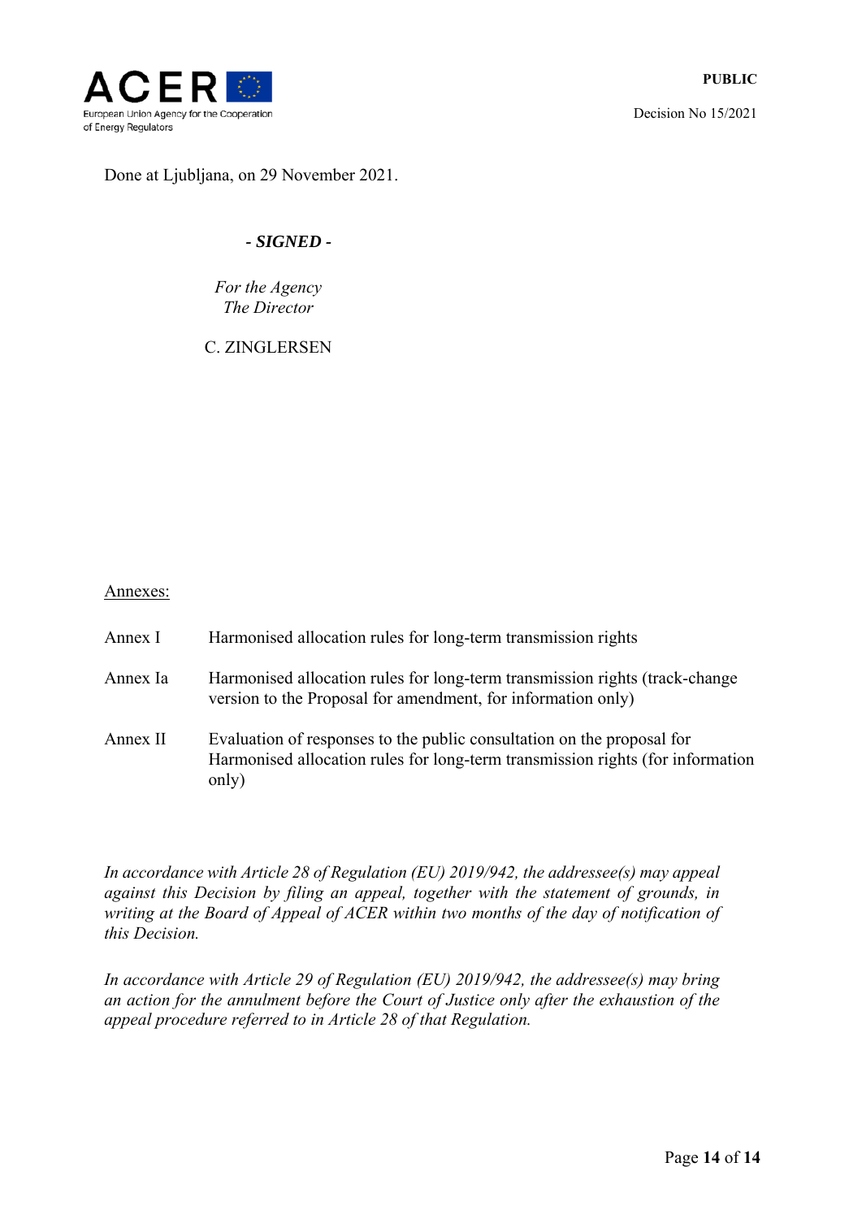Done at Ljubljana, on 29 November 2021.

***- SIGNED -***

*For the Agency*
*The Director*

C. ZINGLERSEN

Annexes:

| | |
|---|---|
| Annex I | Harmonised allocation rules for long-term transmission rights |
| Annex Ia | Harmonised allocation rules for long-term transmission rights (track-change version to the Proposal for amendment, for information only) |
| Annex II | Evaluation of responses to the public consultation on the proposal for Harmonised allocation rules for long-term transmission rights (for information only) |

*In accordance with Article 28 of Regulation (EU) 2019/942, the addressee(s) may appeal against this Decision by filing an appeal, together with the statement of grounds, in writing at the Board of Appeal of ACER within two months of the day of notification of this Decision.*

*In accordance with Article 29 of Regulation (EU) 2019/942, the addressee(s) may bring an action for the annulment before the Court of Justice only after the exhaustion of the appeal procedure referred to in Article 28 of that Regulation.*